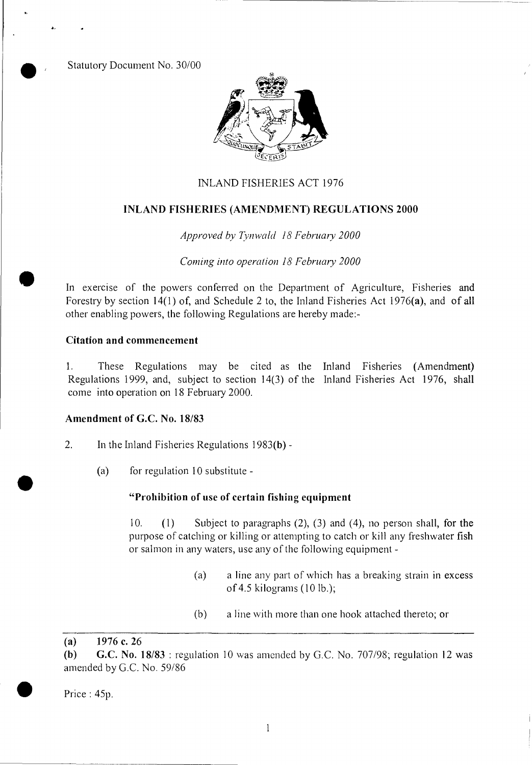Statutory Document No. 30/00

INLAND FISHERIES ACT 1976

## INLAND FISHERIES (AMENDMENT) REGULATIONS 2000

*Approved by Tynwald 18 February 2000*

*Coming into operation 18 February 2000*

In exercise of the powers conferred on the Department of Agriculture, Fisheries and Forestry by section 14(1) of, and Schedule 2 to, the Inland Fisheries Act 1976(**a**), and of all other enabling powers, the following Regulations are hereby made:-

### Citation and commencement

1. These Regulations may be cited as the Inland Fisheries (Amendment) Regulations 1999, and, subject to section 14(3) of the Inland Fisheries Act 1976, shall come into operation on 18 February 2000.

### Amendment of G.C. No. 18/83

2. In the Inland Fisheries Regulations 1983(**b**) -

(a) for regulation 10 substitute -

**"Prohibition of use of certain fishing equipment**

10. (1) Subject to paragraphs (2), (3) and (4), no person shall, for the purpose of catching or killing or attempting to catch or kill any freshwater fish or salmon in any waters, use any of the following equipment -

(a) a line any part of which has a breaking strain in excess of 4.5 kilograms (10 lb.);

(b) a line with more than one hook attached thereto; or

---

**(a)** **1976 c. 26**

**(b)** **G.C. No. 18/83** : regulation 10 was amended by G.C. No. 707/98; regulation 12 was amended by G.C. No. 59/86

Price : 45p.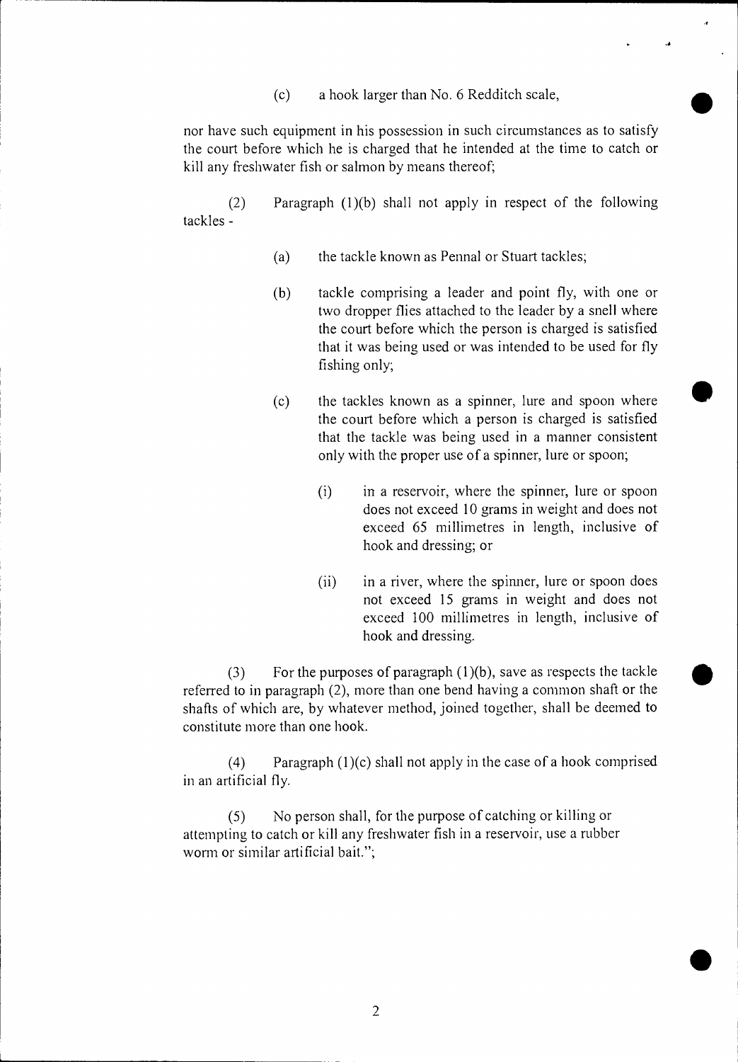(c) a hook larger than No. 6 Redditch scale,

nor have such equipment in his possession in such circumstances as to satisfy the court before which he is charged that he intended at the time to catch or kill any freshwater fish or salmon by means thereof;

(2) Paragraph (1)(b) shall not apply in respect of the following tackles -

(a) the tackle known as Pennal or Stuart tackles;

(b) tackle comprising a leader and point fly, with one or two dropper flies attached to the leader by a snell where the court before which the person is charged is satisfied that it was being used or was intended to be used for fly fishing only;

(c) the tackles known as a spinner, lure and spoon where the court before which a person is charged is satisfied that the tackle was being used in a manner consistent only with the proper use of a spinner, lure or spoon;

(i) in a reservoir, where the spinner, lure or spoon does not exceed 10 grams in weight and does not exceed 65 millimetres in length, inclusive of hook and dressing; or

(ii) in a river, where the spinner, lure or spoon does not exceed 15 grams in weight and does not exceed 100 millimetres in length, inclusive of hook and dressing.

(3) For the purposes of paragraph (1)(b), save as respects the tackle referred to in paragraph (2), more than one bend having a common shaft or the shafts of which are, by whatever method, joined together, shall be deemed to constitute more than one hook.

(4) Paragraph (1)(c) shall not apply in the case of a hook comprised in an artificial fly.

(5) No person shall, for the purpose of catching or killing or attempting to catch or kill any freshwater fish in a reservoir, use a rubber worm or similar artificial bait.";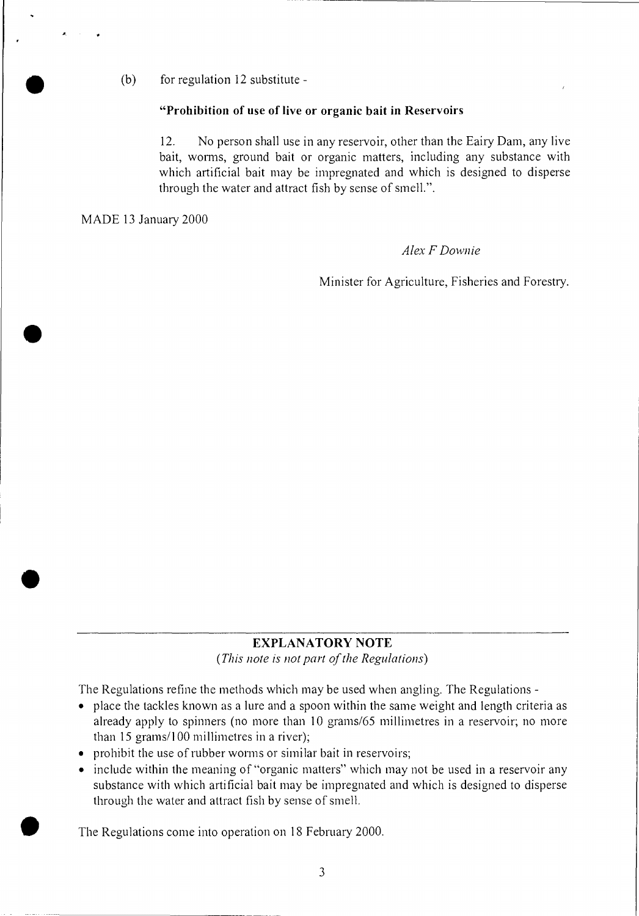(b) for regulation 12 substitute -

**"Prohibition of use of live or organic bait in Reservoirs**

12. No person shall use in any reservoir, other than the Eairy Dam, any live bait, worms, ground bait or organic matters, including any substance with which artificial bait may be impregnated and which is designed to disperse through the water and attract fish by sense of smell.".

MADE 13 January 2000

*Alex F Downie*

Minister for Agriculture, Fisheries and Forestry.

---

## EXPLANATORY NOTE

*(This note is not part of the Regulations)*

The Regulations refine the methods which may be used when angling. The Regulations -

- place the tackles known as a lure and a spoon within the same weight and length criteria as already apply to spinners (no more than 10 grams/65 millimetres in a reservoir; no more than 15 grams/100 millimetres in a river);
- prohibit the use of rubber worms or similar bait in reservoirs;
- include within the meaning of "organic matters" which may not be used in a reservoir any substance with which artificial bait may be impregnated and which is designed to disperse through the water and attract fish by sense of smell.

The Regulations come into operation on 18 February 2000.